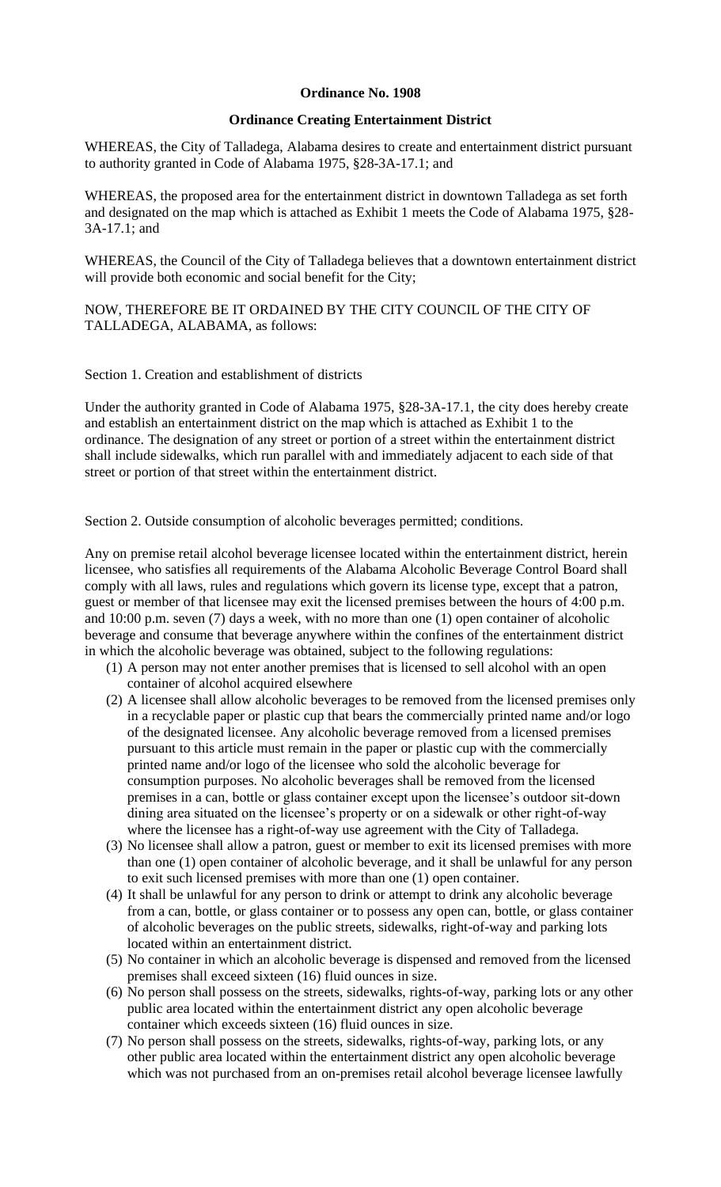**Ordinance No. 1908**

**Ordinance Creating Entertainment District**

WHEREAS, the City of Talladega, Alabama desires to create and entertainment district pursuant to authority granted in Code of Alabama 1975, §28-3A-17.1; and

WHEREAS, the proposed area for the entertainment district in downtown Talladega as set forth and designated on the map which is attached as Exhibit 1 meets the Code of Alabama 1975, §28-3A-17.1; and

WHEREAS, the Council of the City of Talladega believes that a downtown entertainment district will provide both economic and social benefit for the City;

NOW, THEREFORE BE IT ORDAINED BY THE CITY COUNCIL OF THE CITY OF TALLADEGA, ALABAMA, as follows:

Section 1. Creation and establishment of districts

Under the authority granted in Code of Alabama 1975, §28-3A-17.1, the city does hereby create and establish an entertainment district on the map which is attached as Exhibit 1 to the ordinance. The designation of any street or portion of a street within the entertainment district shall include sidewalks, which run parallel with and immediately adjacent to each side of that street or portion of that street within the entertainment district.

Section 2. Outside consumption of alcoholic beverages permitted; conditions.

Any on premise retail alcohol beverage licensee located within the entertainment district, herein licensee, who satisfies all requirements of the Alabama Alcoholic Beverage Control Board shall comply with all laws, rules and regulations which govern its license type, except that a patron, guest or member of that licensee may exit the licensed premises between the hours of 4:00 p.m. and 10:00 p.m. seven (7) days a week, with no more than one (1) open container of alcoholic beverage and consume that beverage anywhere within the confines of the entertainment district in which the alcoholic beverage was obtained, subject to the following regulations:

(1) A person may not enter another premises that is licensed to sell alcohol with an open container of alcohol acquired elsewhere
(2) A licensee shall allow alcoholic beverages to be removed from the licensed premises only in a recyclable paper or plastic cup that bears the commercially printed name and/or logo of the designated licensee. Any alcoholic beverage removed from a licensed premises pursuant to this article must remain in the paper or plastic cup with the commercially printed name and/or logo of the licensee who sold the alcoholic beverage for consumption purposes. No alcoholic beverages shall be removed from the licensed premises in a can, bottle or glass container except upon the licensee's outdoor sit-down dining area situated on the licensee's property or on a sidewalk or other right-of-way where the licensee has a right-of-way use agreement with the City of Talladega.
(3) No licensee shall allow a patron, guest or member to exit its licensed premises with more than one (1) open container of alcoholic beverage, and it shall be unlawful for any person to exit such licensed premises with more than one (1) open container.
(4) It shall be unlawful for any person to drink or attempt to drink any alcoholic beverage from a can, bottle, or glass container or to possess any open can, bottle, or glass container of alcoholic beverages on the public streets, sidewalks, right-of-way and parking lots located within an entertainment district.
(5) No container in which an alcoholic beverage is dispensed and removed from the licensed premises shall exceed sixteen (16) fluid ounces in size.
(6) No person shall possess on the streets, sidewalks, rights-of-way, parking lots or any other public area located within the entertainment district any open alcoholic beverage container which exceeds sixteen (16) fluid ounces in size.
(7) No person shall possess on the streets, sidewalks, rights-of-way, parking lots, or any other public area located within the entertainment district any open alcoholic beverage which was not purchased from an on-premises retail alcohol beverage licensee lawfully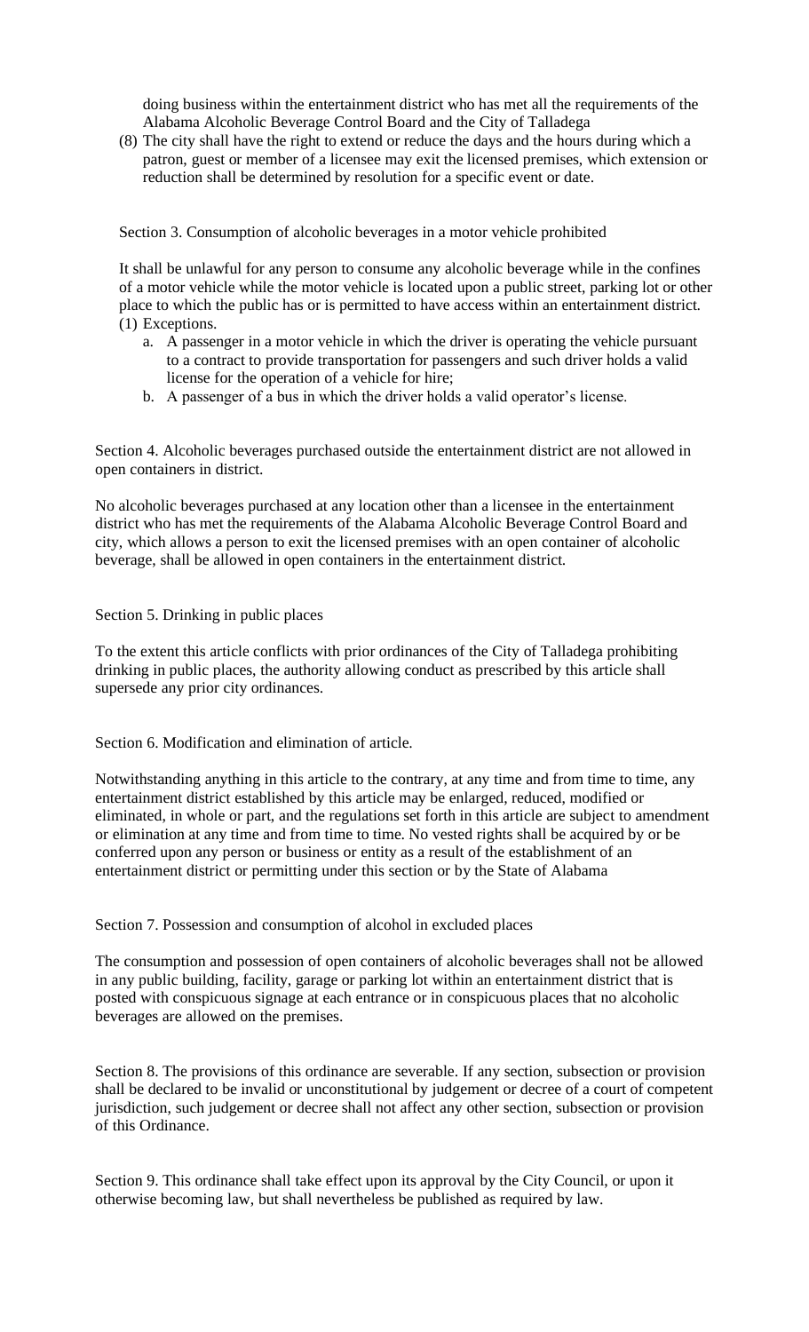doing business within the entertainment district who has met all the requirements of the Alabama Alcoholic Beverage Control Board and the City of Talladega

(8) The city shall have the right to extend or reduce the days and the hours during which a patron, guest or member of a licensee may exit the licensed premises, which extension or reduction shall be determined by resolution for a specific event or date.

Section 3. Consumption of alcoholic beverages in a motor vehicle prohibited

It shall be unlawful for any person to consume any alcoholic beverage while in the confines of a motor vehicle while the motor vehicle is located upon a public street, parking lot or other place to which the public has or is permitted to have access within an entertainment district.

(1) Exceptions.
   a. A passenger in a motor vehicle in which the driver is operating the vehicle pursuant to a contract to provide transportation for passengers and such driver holds a valid license for the operation of a vehicle for hire;
   b. A passenger of a bus in which the driver holds a valid operator's license.

Section 4. Alcoholic beverages purchased outside the entertainment district are not allowed in open containers in district.

No alcoholic beverages purchased at any location other than a licensee in the entertainment district who has met the requirements of the Alabama Alcoholic Beverage Control Board and city, which allows a person to exit the licensed premises with an open container of alcoholic beverage, shall be allowed in open containers in the entertainment district.

Section 5. Drinking in public places

To the extent this article conflicts with prior ordinances of the City of Talladega prohibiting drinking in public places, the authority allowing conduct as prescribed by this article shall supersede any prior city ordinances.

Section 6. Modification and elimination of article.

Notwithstanding anything in this article to the contrary, at any time and from time to time, any entertainment district established by this article may be enlarged, reduced, modified or eliminated, in whole or part, and the regulations set forth in this article are subject to amendment or elimination at any time and from time to time. No vested rights shall be acquired by or be conferred upon any person or business or entity as a result of the establishment of an entertainment district or permitting under this section or by the State of Alabama

Section 7. Possession and consumption of alcohol in excluded places

The consumption and possession of open containers of alcoholic beverages shall not be allowed in any public building, facility, garage or parking lot within an entertainment district that is posted with conspicuous signage at each entrance or in conspicuous places that no alcoholic beverages are allowed on the premises.

Section 8. The provisions of this ordinance are severable. If any section, subsection or provision shall be declared to be invalid or unconstitutional by judgement or decree of a court of competent jurisdiction, such judgement or decree shall not affect any other section, subsection or provision of this Ordinance.

Section 9. This ordinance shall take effect upon its approval by the City Council, or upon it otherwise becoming law, but shall nevertheless be published as required by law.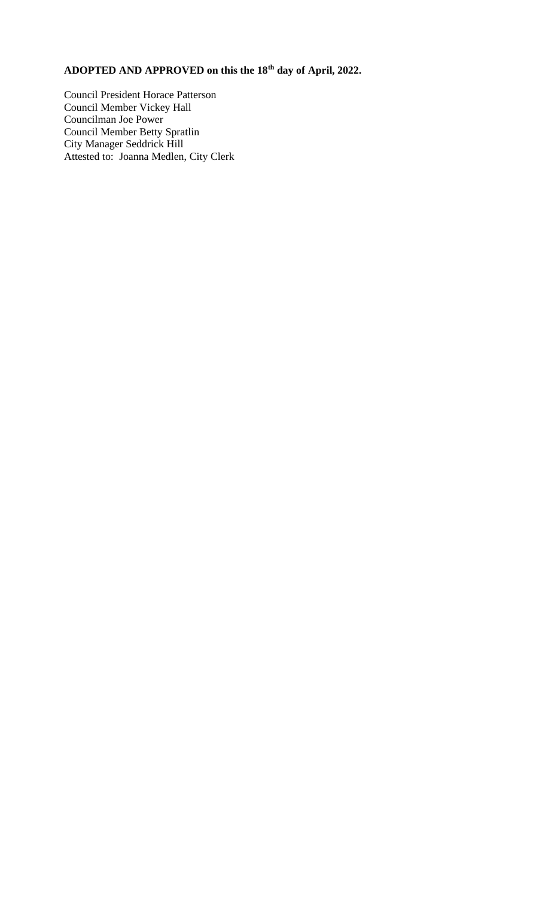**ADOPTED AND APPROVED on this the 18th day of April, 2022.**

Council President Horace Patterson
Council Member Vickey Hall
Councilman Joe Power
Council Member Betty Spratlin
City Manager Seddrick Hill
Attested to: Joanna Medlen, City Clerk